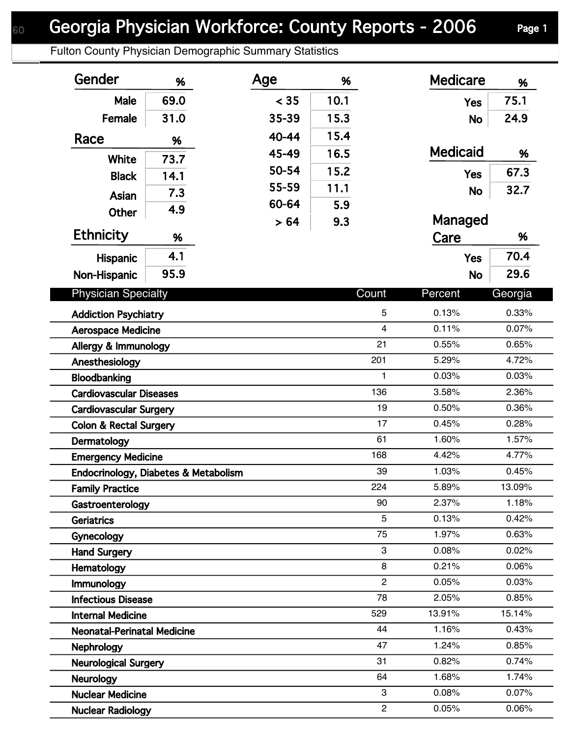# Georgia Physician Workforce: County Reports - 2006

## Fulton County Physician Demographic Summary Statistics

| Gender | % |
|---|---|
| Male | 69.0 |
| Female | 31.0 |

| Race | % |
|---|---|
| White | 73.7 |
| Black | 14.1 |
| Asian | 7.3 |
| Other | 4.9 |

| Ethnicity | % |
|---|---|
| Hispanic | 4.1 |
| Non-Hispanic | 95.9 |

| Age | % |
|---|---|
| < 35 | 10.1 |
| 35-39 | 15.3 |
| 40-44 | 15.4 |
| 45-49 | 16.5 |
| 50-54 | 15.2 |
| 55-59 | 11.1 |
| 60-64 | 5.9 |
| > 64 | 9.3 |

| Medicare | % |
|---|---|
| Yes | 75.1 |
| No | 24.9 |

| Medicaid | % |
|---|---|
| Yes | 67.3 |
| No | 32.7 |

| Managed Care | % |
|---|---|
| Yes | 70.4 |
| No | 29.6 |

| Physician Specialty | Count | Percent | Georgia |
|---|---|---|---|
| Addiction Psychiatry | 5 | 0.13% | 0.33% |
| Aerospace Medicine | 4 | 0.11% | 0.07% |
| Allergy & Immunology | 21 | 0.55% | 0.65% |
| Anesthesiology | 201 | 5.29% | 4.72% |
| Bloodbanking | 1 | 0.03% | 0.03% |
| Cardiovascular Diseases | 136 | 3.58% | 2.36% |
| Cardiovascular Surgery | 19 | 0.50% | 0.36% |
| Colon & Rectal Surgery | 17 | 0.45% | 0.28% |
| Dermatology | 61 | 1.60% | 1.57% |
| Emergency Medicine | 168 | 4.42% | 4.77% |
| Endocrinology, Diabetes & Metabolism | 39 | 1.03% | 0.45% |
| Family Practice | 224 | 5.89% | 13.09% |
| Gastroenterology | 90 | 2.37% | 1.18% |
| Geriatrics | 5 | 0.13% | 0.42% |
| Gynecology | 75 | 1.97% | 0.63% |
| Hand Surgery | 3 | 0.08% | 0.02% |
| Hematology | 8 | 0.21% | 0.06% |
| Immunology | 2 | 0.05% | 0.03% |
| Infectious Disease | 78 | 2.05% | 0.85% |
| Internal Medicine | 529 | 13.91% | 15.14% |
| Neonatal-Perinatal Medicine | 44 | 1.16% | 0.43% |
| Nephrology | 47 | 1.24% | 0.85% |
| Neurological Surgery | 31 | 0.82% | 0.74% |
| Neurology | 64 | 1.68% | 1.74% |
| Nuclear Medicine | 3 | 0.08% | 0.07% |
| Nuclear Radiology | 2 | 0.05% | 0.06% |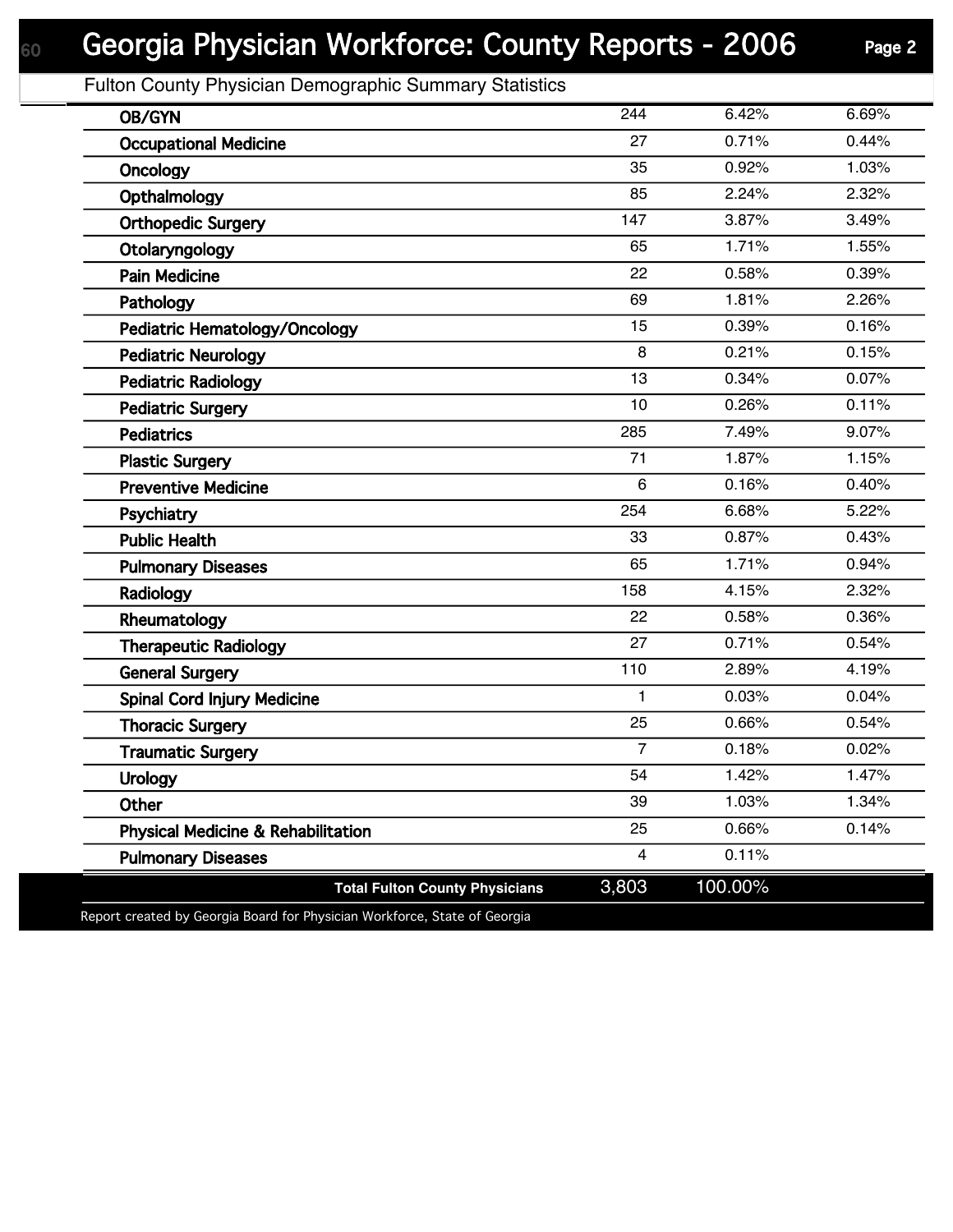Fulton County Physician Demographic Summary Statistics

| | | | |
|---|---|---|---|
| OB/GYN | 244 | 6.42% | 6.69% |
| Occupational Medicine | 27 | 0.71% | 0.44% |
| Oncology | 35 | 0.92% | 1.03% |
| Opthalmology | 85 | 2.24% | 2.32% |
| Orthopedic Surgery | 147 | 3.87% | 3.49% |
| Otolaryngology | 65 | 1.71% | 1.55% |
| Pain Medicine | 22 | 0.58% | 0.39% |
| Pathology | 69 | 1.81% | 2.26% |
| Pediatric Hematology/Oncology | 15 | 0.39% | 0.16% |
| Pediatric Neurology | 8 | 0.21% | 0.15% |
| Pediatric Radiology | 13 | 0.34% | 0.07% |
| Pediatric Surgery | 10 | 0.26% | 0.11% |
| Pediatrics | 285 | 7.49% | 9.07% |
| Plastic Surgery | 71 | 1.87% | 1.15% |
| Preventive Medicine | 6 | 0.16% | 0.40% |
| Psychiatry | 254 | 6.68% | 5.22% |
| Public Health | 33 | 0.87% | 0.43% |
| Pulmonary Diseases | 65 | 1.71% | 0.94% |
| Radiology | 158 | 4.15% | 2.32% |
| Rheumatology | 22 | 0.58% | 0.36% |
| Therapeutic Radiology | 27 | 0.71% | 0.54% |
| General Surgery | 110 | 2.89% | 4.19% |
| Spinal Cord Injury Medicine | 1 | 0.03% | 0.04% |
| Thoracic Surgery | 25 | 0.66% | 0.54% |
| Traumatic Surgery | 7 | 0.18% | 0.02% |
| Urology | 54 | 1.42% | 1.47% |
| Other | 39 | 1.03% | 1.34% |
| Physical Medicine & Rehabilitation | 25 | 0.66% | 0.14% |
| Pulmonary Diseases | 4 | 0.11% | |
| **Total Fulton County Physicians** | 3,803 | 100.00% | |

Report created by Georgia Board for Physician Workforce, State of Georgia